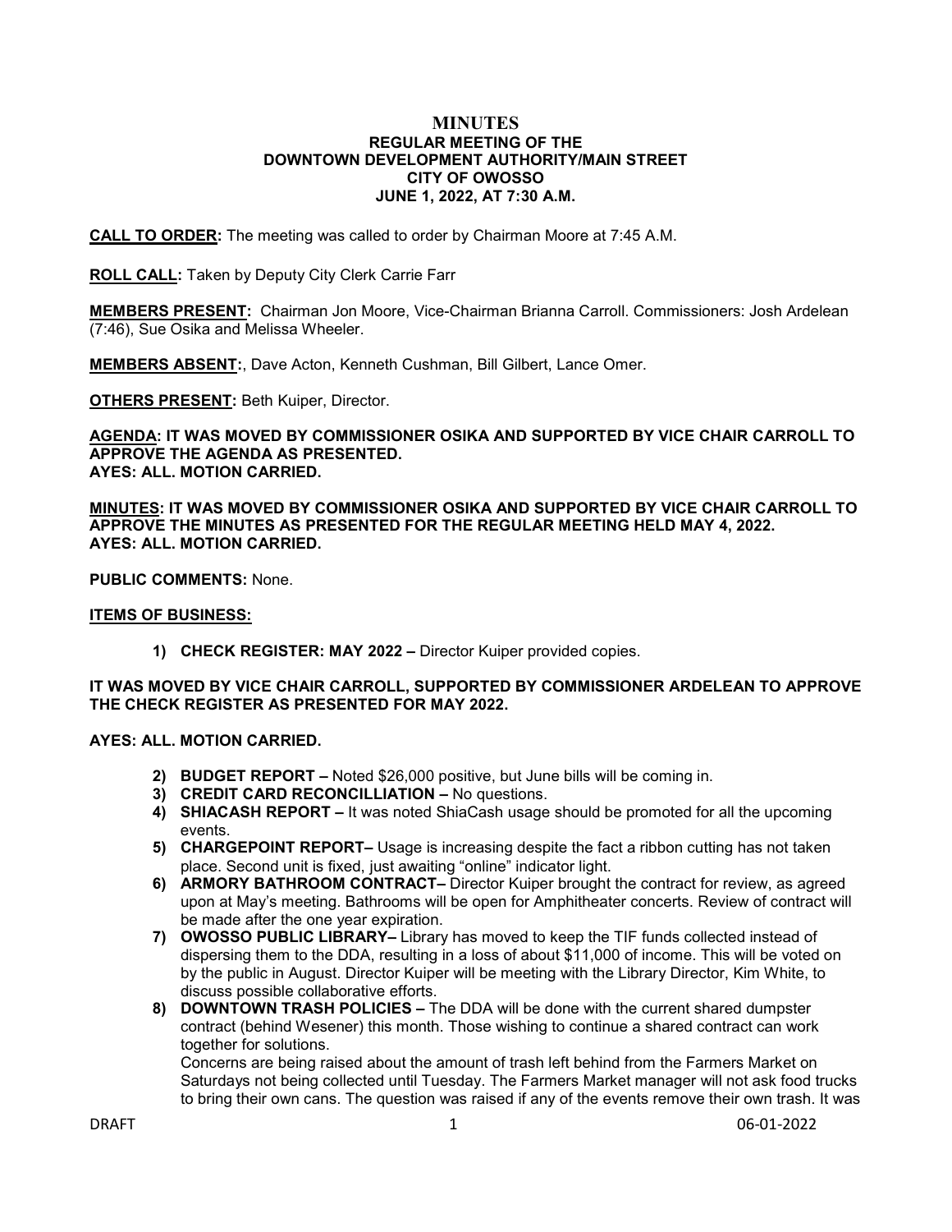# MINUTES
## REGULAR MEETING OF THE DOWNTOWN DEVELOPMENT AUTHORITY/MAIN STREET CITY OF OWOSSO JUNE 1, 2022, AT 7:30 A.M.

**CALL TO ORDER:** The meeting was called to order by Chairman Moore at 7:45 A.M.

**ROLL CALL:** Taken by Deputy City Clerk Carrie Farr

**MEMBERS PRESENT:** Chairman Jon Moore, Vice-Chairman Brianna Carroll. Commissioners: Josh Ardelean (7:46), Sue Osika and Melissa Wheeler.

**MEMBERS ABSENT:**, Dave Acton, Kenneth Cushman, Bill Gilbert, Lance Omer.

**OTHERS PRESENT:** Beth Kuiper, Director.

**AGENDA: IT WAS MOVED BY COMMISSIONER OSIKA AND SUPPORTED BY VICE CHAIR CARROLL TO APPROVE THE AGENDA AS PRESENTED.**
**AYES: ALL. MOTION CARRIED.**

**MINUTES: IT WAS MOVED BY COMMISSIONER OSIKA AND SUPPORTED BY VICE CHAIR CARROLL TO APPROVE THE MINUTES AS PRESENTED FOR THE REGULAR MEETING HELD MAY 4, 2022.**
**AYES: ALL. MOTION CARRIED.**

**PUBLIC COMMENTS:** None.

**ITEMS OF BUSINESS:**

1) **CHECK REGISTER: MAY 2022 –** Director Kuiper provided copies.

**IT WAS MOVED BY VICE CHAIR CARROLL, SUPPORTED BY COMMISSIONER ARDELEAN TO APPROVE THE CHECK REGISTER AS PRESENTED FOR MAY 2022.**

**AYES: ALL. MOTION CARRIED.**

2) **BUDGET REPORT –** Noted $26,000 positive, but June bills will be coming in.
3) **CREDIT CARD RECONCILLIATION –** No questions.
4) **SHIACASH REPORT –** It was noted ShiaCash usage should be promoted for all the upcoming events.
5) **CHARGEPOINT REPORT–** Usage is increasing despite the fact a ribbon cutting has not taken place. Second unit is fixed, just awaiting "online" indicator light.
6) **ARMORY BATHROOM CONTRACT–** Director Kuiper brought the contract for review, as agreed upon at May's meeting. Bathrooms will be open for Amphitheater concerts. Review of contract will be made after the one year expiration.
7) **OWOSSO PUBLIC LIBRARY–** Library has moved to keep the TIF funds collected instead of dispersing them to the DDA, resulting in a loss of about $11,000 of income. This will be voted on by the public in August. Director Kuiper will be meeting with the Library Director, Kim White, to discuss possible collaborative efforts.
8) **DOWNTOWN TRASH POLICIES –** The DDA will be done with the current shared dumpster contract (behind Wesener) this month. Those wishing to continue a shared contract can work together for solutions.
   Concerns are being raised about the amount of trash left behind from the Farmers Market on Saturdays not being collected until Tuesday. The Farmers Market manager will not ask food trucks to bring their own cans. The question was raised if any of the events remove their own trash. It was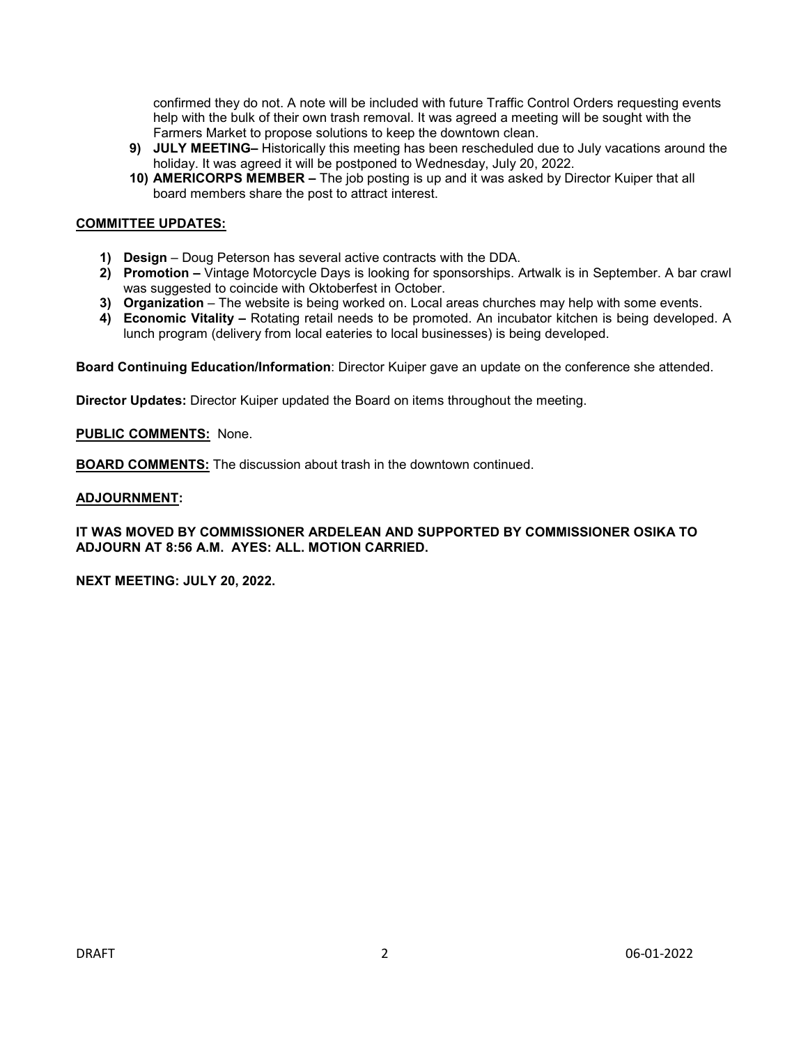confirmed they do not. A note will be included with future Traffic Control Orders requesting events help with the bulk of their own trash removal. It was agreed a meeting will be sought with the Farmers Market to propose solutions to keep the downtown clean.

9) **JULY MEETING–** Historically this meeting has been rescheduled due to July vacations around the holiday. It was agreed it will be postponed to Wednesday, July 20, 2022.
10) **AMERICORPS MEMBER –** The job posting is up and it was asked by Director Kuiper that all board members share the post to attract interest.

**COMMITTEE UPDATES:**

1) **Design** – Doug Peterson has several active contracts with the DDA.
2) **Promotion –** Vintage Motorcycle Days is looking for sponsorships. Artwalk is in September. A bar crawl was suggested to coincide with Oktoberfest in October.
3) **Organization** – The website is being worked on. Local areas churches may help with some events.
4) **Economic Vitality –** Rotating retail needs to be promoted. An incubator kitchen is being developed. A lunch program (delivery from local eateries to local businesses) is being developed.

**Board Continuing Education/Information**: Director Kuiper gave an update on the conference she attended.

**Director Updates:** Director Kuiper updated the Board on items throughout the meeting.

**PUBLIC COMMENTS:** None.

**BOARD COMMENTS:** The discussion about trash in the downtown continued.

**ADJOURNMENT:**

**IT WAS MOVED BY COMMISSIONER ARDELEAN AND SUPPORTED BY COMMISSIONER OSIKA TO ADJOURN AT 8:56 A.M. AYES: ALL. MOTION CARRIED.**

**NEXT MEETING: JULY 20, 2022.**

DRAFT 06-01-2022